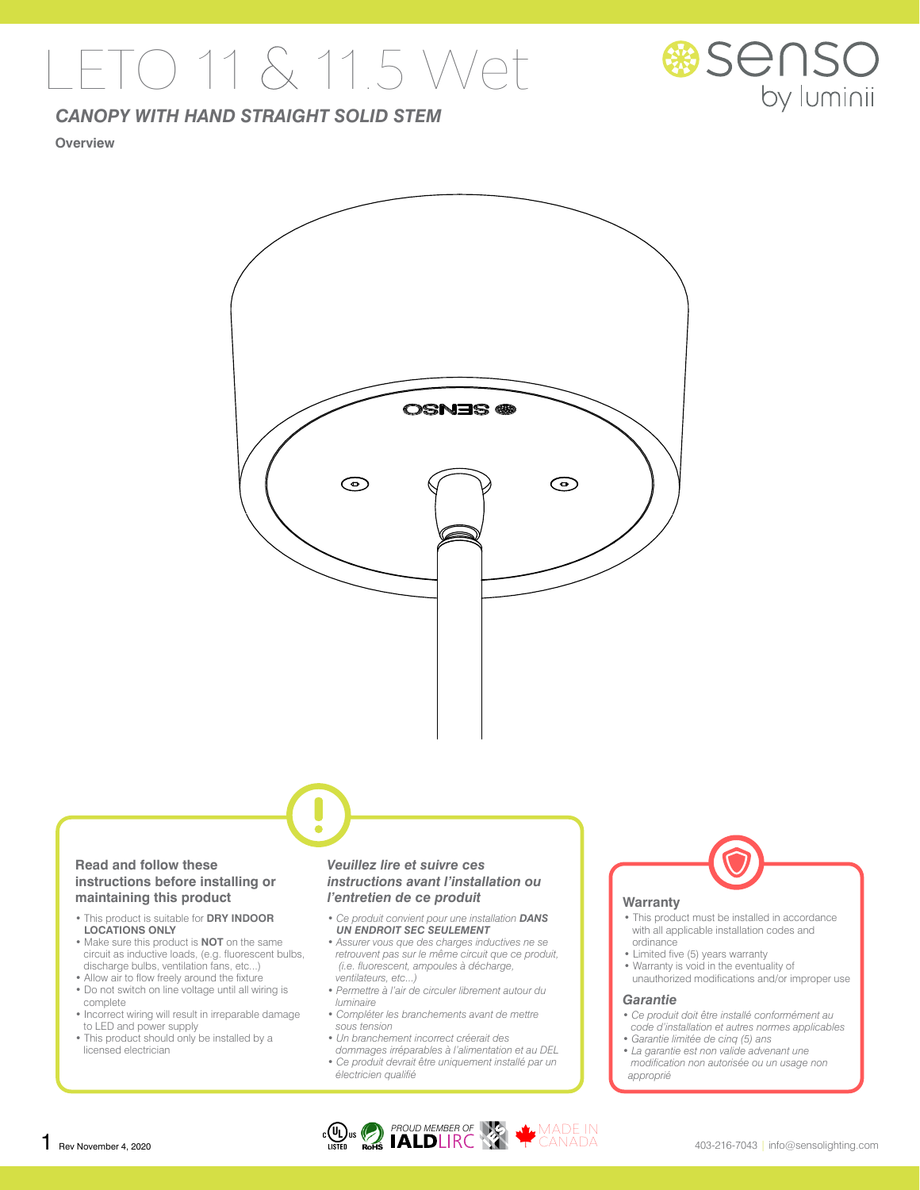# LETO 11 & 11.5 Wet

senso by luminii

***CANOPY WITH HAND STRAIGHT SOLID STEM***

**Overview**

### Read and follow these instructions before installing or maintaining this product

- This product is suitable for **DRY INDOOR LOCATIONS ONLY**
- Make sure this product is **NOT** on the same circuit as inductive loads, (e.g. fluorescent bulbs, discharge bulbs, ventilation fans, etc...)
- Allow air to flow freely around the fixture
- Do not switch on line voltage until all wiring is complete
- Incorrect wiring will result in irreparable damage to LED and power supply
- This product should only be installed by a licensed electrician

### *Veuillez lire et suivre ces instructions avant l'installation ou l'entretien de ce produit*

- *Ce produit convient pour une installation **DANS UN ENDROIT SEC SEULEMENT***
- *Assurer vous que des charges inductives ne se retrouvent pas sur le même circuit que ce produit, (i.e. fluorescent, ampoules à décharge, ventilateurs, etc...)*
- *Permettre à l'air de circuler librement autour du luminaire*
- *Compléter les branchements avant de mettre sous tension*
- *Un branchement incorrect créerait des dommages irréparables à l'alimentation et au DEL*
- *Ce produit devrait être uniquement installé par un électricien qualifié*

### Warranty

- This product must be installed in accordance with all applicable installation codes and ordinance
- Limited five (5) years warranty
- Warranty is void in the eventuality of unauthorized modifications and/or improper use

### *Garantie*

- *Ce produit doit être installé conformément au code d'installation et autres normes applicables*
- *Garantie limitée de cinq (5) ans*
- *La garantie est non valide advenant une modification non autorisée ou un usage non approprié*

Rev November 4, 2020

c UL us LISTED | RoHS | PROUD MEMBER OF IALD LIRC | IES | MADE IN CANADA

403-216-7043 | info@sensolighting.com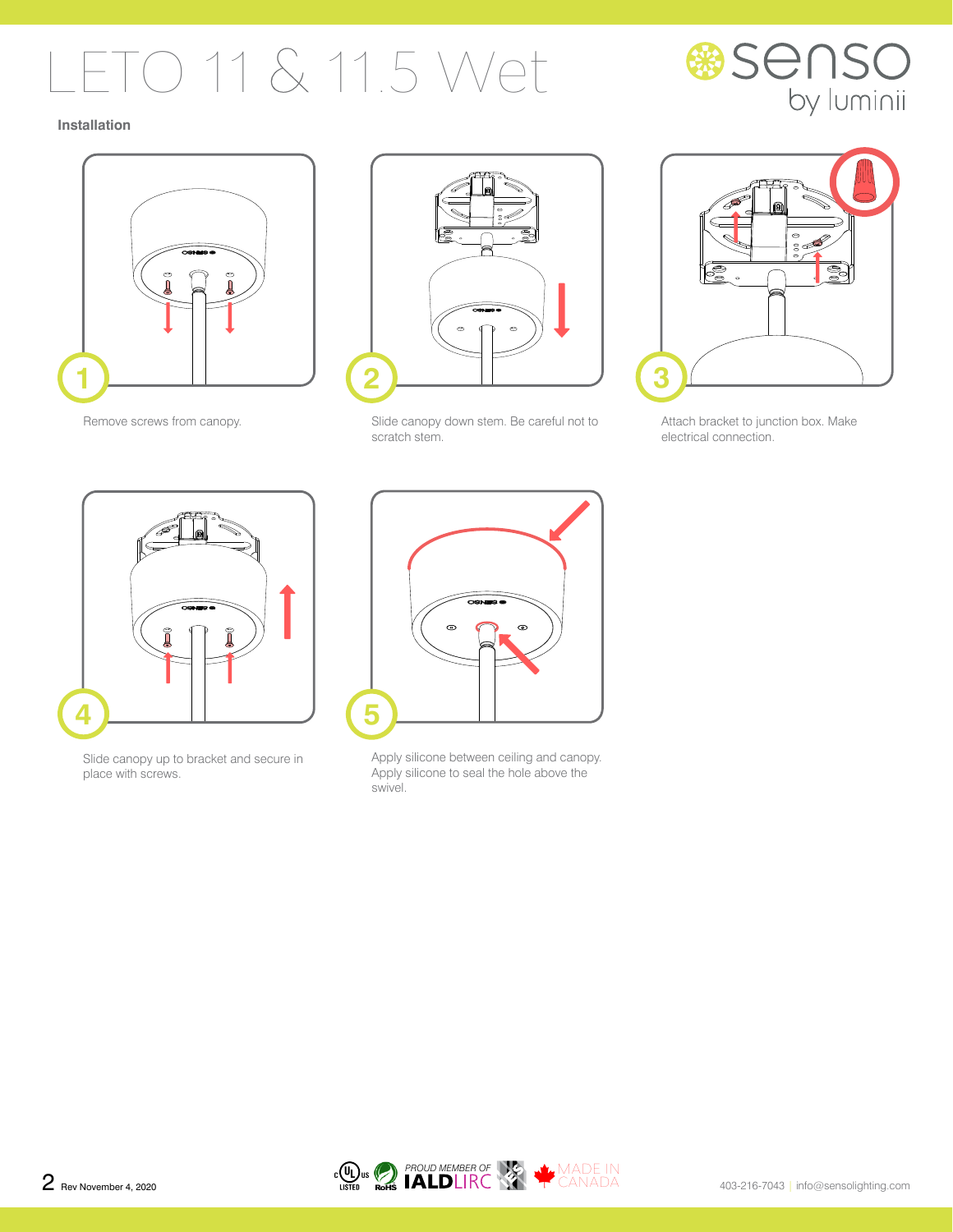# LETO 11 & 11.5 Wet

**Installation**

1. Remove screws from canopy.

2. Slide canopy down stem. Be careful not to scratch stem.

3. Attach bracket to junction box. Make electrical connection.

4. Slide canopy up to bracket and secure in place with screws.

5. Apply silicone between ceiling and canopy. Apply silicone to seal the hole above the swivel.

Rev November 4, 2020

403-216-7043 | info@sensolighting.com